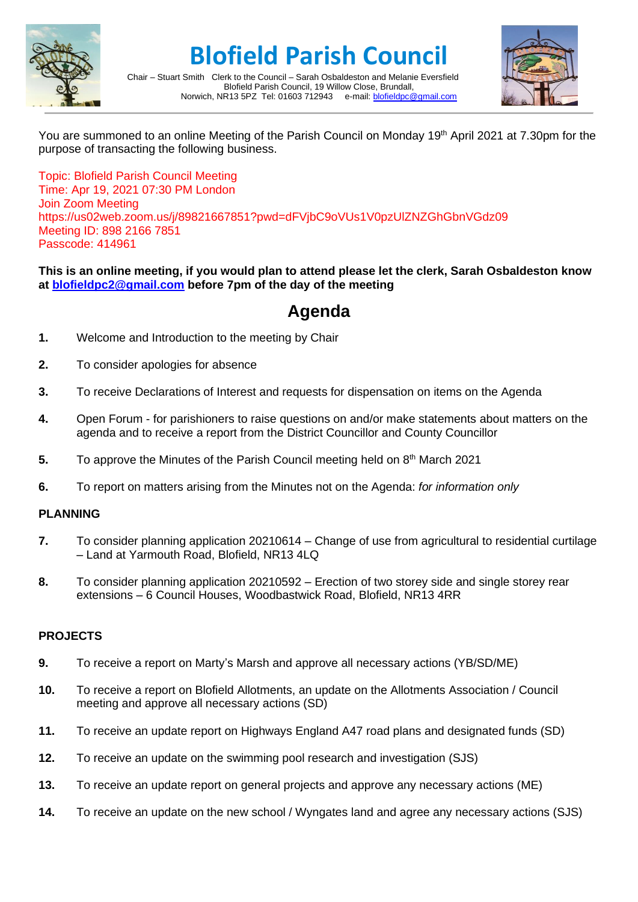# Blofield Parish Council

Chair – Stuart Smith   Clerk to the Council – Sarah Osbaldeston and Melanie Eversfield
Blofield Parish Council, 19 Willow Close, Brundall,
Norwich, NR13 5PZ  Tel: 01603 712943     e-mail: blofieldpc@gmail.com

You are summoned to an online Meeting of the Parish Council on Monday 19th April 2021 at 7.30pm for the purpose of transacting the following business.

Topic: Blofield Parish Council Meeting
Time: Apr 19, 2021 07:30 PM London
Join Zoom Meeting
https://us02web.zoom.us/j/89821667851?pwd=dFVjbC9oVUs1V0pzUlZNZGhGbnVGdz09
Meeting ID: 898 2166 7851
Passcode: 414961

**This is an online meeting, if you would plan to attend please let the clerk, Sarah Osbaldeston know at blofieldpc2@gmail.com before 7pm of the day of the meeting**

## Agenda

**1.** Welcome and Introduction to the meeting by Chair

**2.** To consider apologies for absence

**3.** To receive Declarations of Interest and requests for dispensation on items on the Agenda

**4.** Open Forum - for parishioners to raise questions on and/or make statements about matters on the agenda and to receive a report from the District Councillor and County Councillor

**5.** To approve the Minutes of the Parish Council meeting held on 8th March 2021

**6.** To report on matters arising from the Minutes not on the Agenda: *for information only*

### PLANNING

**7.** To consider planning application 20210614 – Change of use from agricultural to residential curtilage – Land at Yarmouth Road, Blofield, NR13 4LQ

**8.** To consider planning application 20210592 – Erection of two storey side and single storey rear extensions – 6 Council Houses, Woodbastwick Road, Blofield, NR13 4RR

### PROJECTS

**9.** To receive a report on Marty's Marsh and approve all necessary actions (YB/SD/ME)

**10.** To receive a report on Blofield Allotments, an update on the Allotments Association / Council meeting and approve all necessary actions (SD)

**11.** To receive an update report on Highways England A47 road plans and designated funds (SD)

**12.** To receive an update on the swimming pool research and investigation (SJS)

**13.** To receive an update report on general projects and approve any necessary actions (ME)

**14.** To receive an update on the new school / Wyngates land and agree any necessary actions (SJS)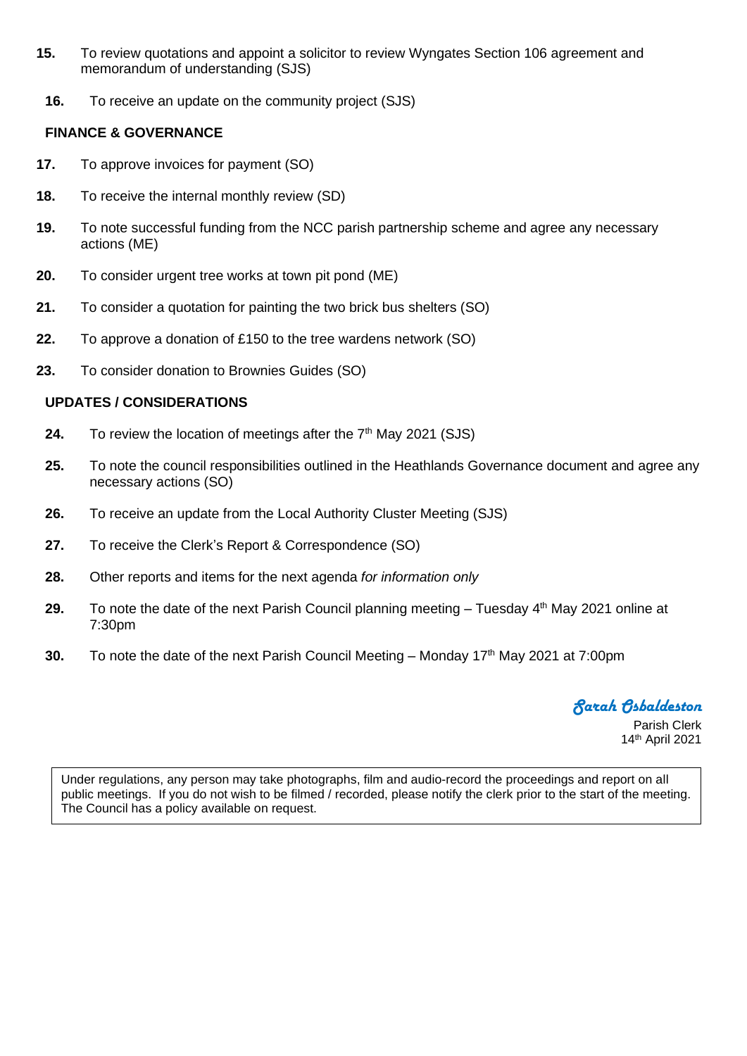**15.** To review quotations and appoint a solicitor to review Wyngates Section 106 agreement and memorandum of understanding (SJS)

**16.** To receive an update on the community project (SJS)

**FINANCE & GOVERNANCE**

**17.** To approve invoices for payment (SO)

**18.** To receive the internal monthly review (SD)

**19.** To note successful funding from the NCC parish partnership scheme and agree any necessary actions (ME)

**20.** To consider urgent tree works at town pit pond (ME)

**21.** To consider a quotation for painting the two brick bus shelters (SO)

**22.** To approve a donation of £150 to the tree wardens network (SO)

**23.** To consider donation to Brownies Guides (SO)

**UPDATES / CONSIDERATIONS**

**24.** To review the location of meetings after the 7th May 2021 (SJS)

**25.** To note the council responsibilities outlined in the Heathlands Governance document and agree any necessary actions (SO)

**26.** To receive an update from the Local Authority Cluster Meeting (SJS)

**27.** To receive the Clerk's Report & Correspondence (SO)

**28.** Other reports and items for the next agenda *for information only*

**29.** To note the date of the next Parish Council planning meeting – Tuesday 4th May 2021 online at 7:30pm

**30.** To note the date of the next Parish Council Meeting – Monday 17th May 2021 at 7:00pm

*Sarah Osbaldeston*
Parish Clerk
14th April 2021

Under regulations, any person may take photographs, film and audio-record the proceedings and report on all public meetings. If you do not wish to be filmed / recorded, please notify the clerk prior to the start of the meeting. The Council has a policy available on request.